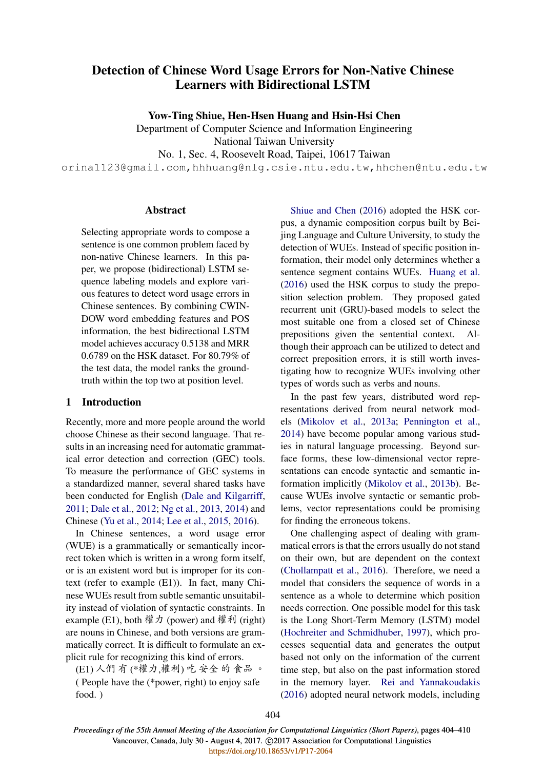# Detection of Chinese Word Usage Errors for Non-Native Chinese Learners with Bidirectional LSTM

**Yow-Ting Shiue, Hen-Hsen Huang and Hsin-Hsi Chen**

Department of Computer Science and Information Engineering
National Taiwan University
No. 1, Sec. 4, Roosevelt Road, Taipei, 10617 Taiwan
orina1123@gmail.com, hhhuang@nlg.csie.ntu.edu.tw, hhchen@ntu.edu.tw

## Abstract

Selecting appropriate words to compose a sentence is one common problem faced by non-native Chinese learners. In this paper, we propose (bidirectional) LSTM sequence labeling models and explore various features to detect word usage errors in Chinese sentences. By combining CWINDOW word embedding features and POS information, the best bidirectional LSTM model achieves accuracy 0.5138 and MRR 0.6789 on the HSK dataset. For 80.79% of the test data, the model ranks the ground-truth within the top two at position level.

## 1 Introduction

Recently, more and more people around the world choose Chinese as their second language. That results in an increasing need for automatic grammatical error detection and correction (GEC) tools. To measure the performance of GEC systems in a standardized manner, several shared tasks have been conducted for English (Dale and Kilgarriff, 2011; Dale et al., 2012; Ng et al., 2013, 2014) and Chinese (Yu et al., 2014; Lee et al., 2015, 2016).

In Chinese sentences, a word usage error (WUE) is a grammatically or semantically incorrect token which is written in a wrong form itself, or is an existent word but is improper for its context (refer to example (E1)). In fact, many Chinese WUEs result from subtle semantic unsuitability instead of violation of syntactic constraints. In example (E1), both 權力 (power) and 權利 (right) are nouns in Chinese, and both versions are grammatically correct. It is difficult to formulate an explicit rule for recognizing this kind of errors.

(E1) 人們 有 (*權力,權利) 吃 安全 的 食品 。
( People have the (*power, right) to enjoy safe food. )

Shiue and Chen (2016) adopted the HSK corpus, a dynamic composition corpus built by Beijing Language and Culture University, to study the detection of WUEs. Instead of specific position information, their model only determines whether a sentence segment contains WUEs. Huang et al. (2016) used the HSK corpus to study the preposition selection problem. They proposed gated recurrent unit (GRU)-based models to select the most suitable one from a closed set of Chinese prepositions given the sentential context. Although their approach can be utilized to detect and correct preposition errors, it is still worth investigating how to recognize WUEs involving other types of words such as verbs and nouns.

In the past few years, distributed word representations derived from neural network models (Mikolov et al., 2013a; Pennington et al., 2014) have become popular among various studies in natural language processing. Beyond surface forms, these low-dimensional vector representations can encode syntactic and semantic information implicitly (Mikolov et al., 2013b). Because WUEs involve syntactic or semantic problems, vector representations could be promising for finding the erroneous tokens.

One challenging aspect of dealing with grammatical errors is that the errors usually do not stand on their own, but are dependent on the context (Chollampatt et al., 2016). Therefore, we need a model that considers the sequence of words in a sentence as a whole to determine which position needs correction. One possible model for this task is the Long Short-Term Memory (LSTM) model (Hochreiter and Schmidhuber, 1997), which processes sequential data and generates the output based not only on the information of the current time step, but also on the past information stored in the memory layer. Rei and Yannakoudakis (2016) adopted neural network models, including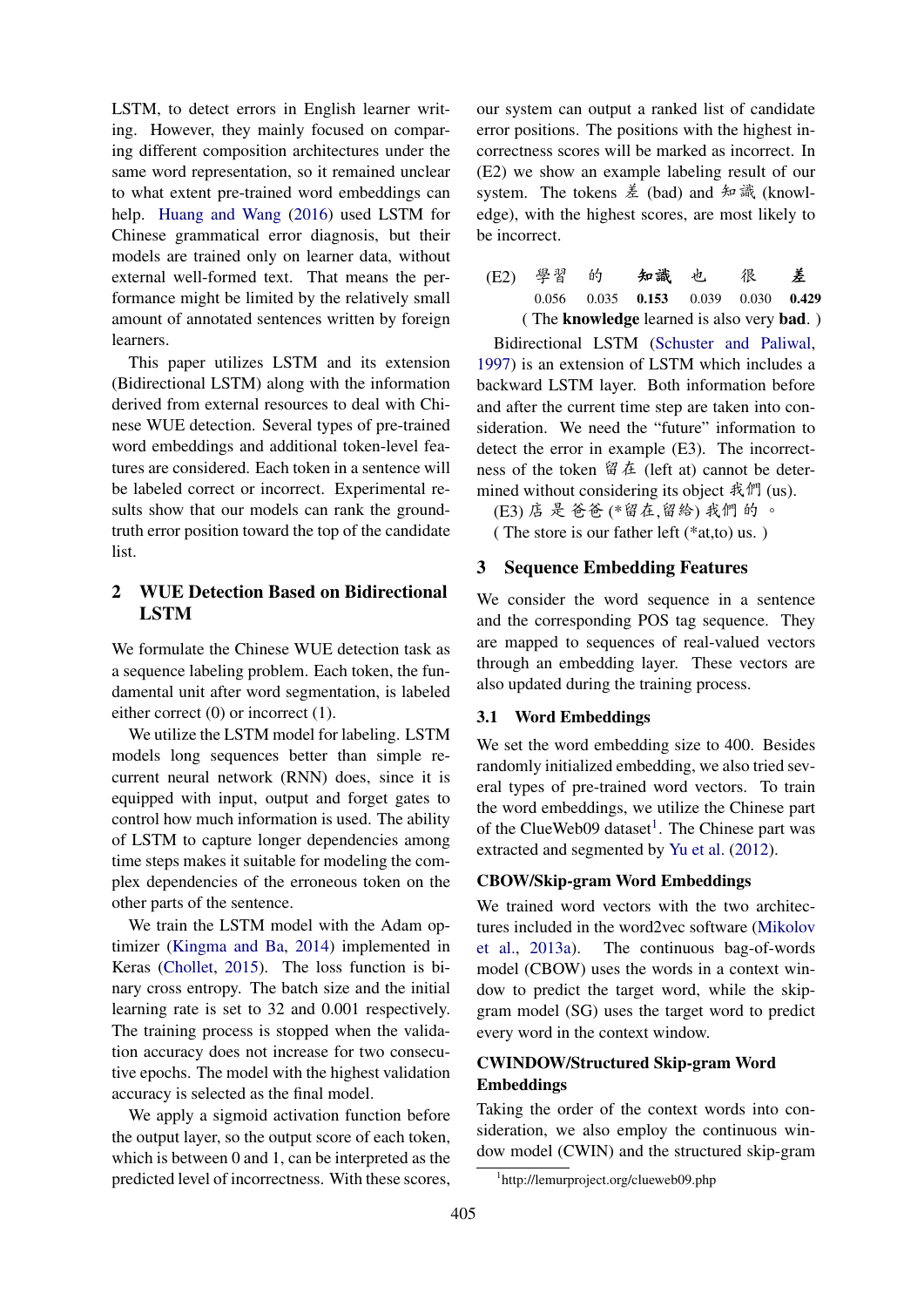LSTM, to detect errors in English learner writing. However, they mainly focused on comparing different composition architectures under the same word representation, so it remained unclear to what extent pre-trained word embeddings can help. Huang and Wang (2016) used LSTM for Chinese grammatical error diagnosis, but their models are trained only on learner data, without external well-formed text. That means the performance might be limited by the relatively small amount of annotated sentences written by foreign learners.

This paper utilizes LSTM and its extension (Bidirectional LSTM) along with the information derived from external resources to deal with Chinese WUE detection. Several types of pre-trained word embeddings and additional token-level features are considered. Each token in a sentence will be labeled correct or incorrect. Experimental results show that our models can rank the ground-truth error position toward the top of the candidate list.

## 2 WUE Detection Based on Bidirectional LSTM

We formulate the Chinese WUE detection task as a sequence labeling problem. Each token, the fundamental unit after word segmentation, is labeled either correct (0) or incorrect (1).

We utilize the LSTM model for labeling. LSTM models long sequences better than simple recurrent neural network (RNN) does, since it is equipped with input, output and forget gates to control how much information is used. The ability of LSTM to capture longer dependencies among time steps makes it suitable for modeling the complex dependencies of the erroneous token on the other parts of the sentence.

We train the LSTM model with the Adam optimizer (Kingma and Ba, 2014) implemented in Keras (Chollet, 2015). The loss function is binary cross entropy. The batch size and the initial learning rate is set to 32 and 0.001 respectively. The training process is stopped when the validation accuracy does not increase for two consecutive epochs. The model with the highest validation accuracy is selected as the final model.

We apply a sigmoid activation function before the output layer, so the output score of each token, which is between 0 and 1, can be interpreted as the predicted level of incorrectness. With these scores, our system can output a ranked list of candidate error positions. The positions with the highest incorrectness scores will be marked as incorrect. In (E2) we show an example labeling result of our system. The tokens 差 (bad) and 知識 (knowledge), with the highest scores, are most likely to be incorrect.

| (E2) | 學習 | 的 | **知識** | 也 | 很 | **差** |
|---|---|---|---|---|---|---|
| | 0.056 | 0.035 | **0.153** | 0.039 | 0.030 | **0.429** |

( The **knowledge** learned is also very **bad**. )

Bidirectional LSTM (Schuster and Paliwal, 1997) is an extension of LSTM which includes a backward LSTM layer. Both information before and after the current time step are taken into consideration. We need the "future" information to detect the error in example (E3). The incorrectness of the token 留在 (left at) cannot be determined without considering its object 我們 (us).

(E3) 店是爸爸(*留在,留給)我們的。

( The store is our father left (*at,to) us. )

## 3 Sequence Embedding Features

We consider the word sequence in a sentence and the corresponding POS tag sequence. They are mapped to sequences of real-valued vectors through an embedding layer. These vectors are also updated during the training process.

### 3.1 Word Embeddings

We set the word embedding size to 400. Besides randomly initialized embedding, we also tried several types of pre-trained word vectors. To train the word embeddings, we utilize the Chinese part of the ClueWeb09 dataset[1]. The Chinese part was extracted and segmented by Yu et al. (2012).

#### CBOW/Skip-gram Word Embeddings

We trained word vectors with the two architectures included in the word2vec software (Mikolov et al., 2013a). The continuous bag-of-words model (CBOW) uses the words in a context window to predict the target word, while the skip-gram model (SG) uses the target word to predict every word in the context window.

#### CWINDOW/Structured Skip-gram Word Embeddings

Taking the order of the context words into consideration, we also employ the continuous window model (CWIN) and the structured skip-gram

[1] http://lemurproject.org/clueweb09.php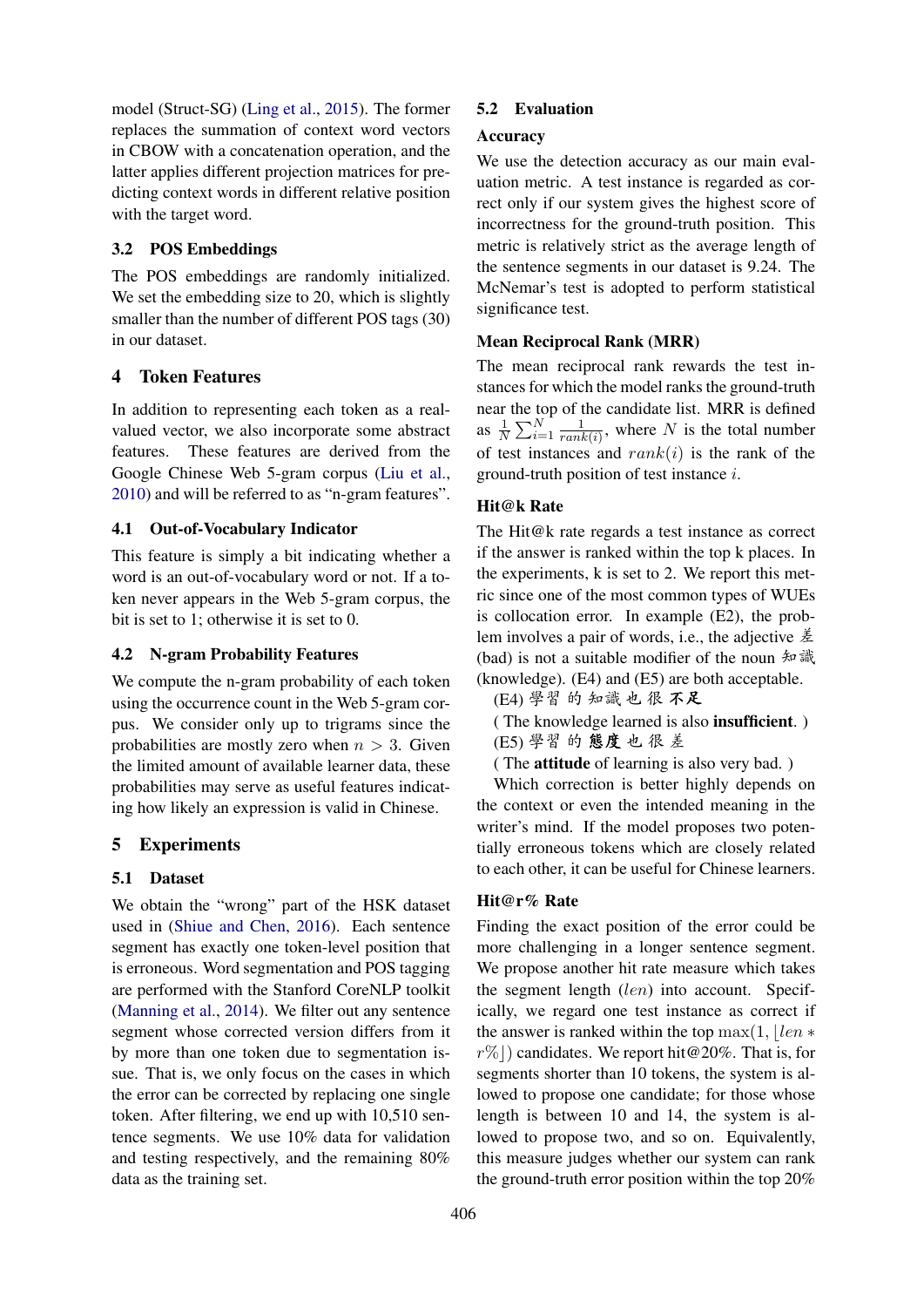model (Struct-SG) (Ling et al., 2015). The former replaces the summation of context word vectors in CBOW with a concatenation operation, and the latter applies different projection matrices for predicting context words in different relative position with the target word.

### 3.2 POS Embeddings

The POS embeddings are randomly initialized. We set the embedding size to 20, which is slightly smaller than the number of different POS tags (30) in our dataset.

## 4 Token Features

In addition to representing each token as a real-valued vector, we also incorporate some abstract features. These features are derived from the Google Chinese Web 5-gram corpus (Liu et al., 2010) and will be referred to as "n-gram features".

### 4.1 Out-of-Vocabulary Indicator

This feature is simply a bit indicating whether a word is an out-of-vocabulary word or not. If a token never appears in the Web 5-gram corpus, the bit is set to 1; otherwise it is set to 0.

### 4.2 N-gram Probability Features

We compute the n-gram probability of each token using the occurrence count in the Web 5-gram corpus. We consider only up to trigrams since the probabilities are mostly zero when $n > 3$. Given the limited amount of available learner data, these probabilities may serve as useful features indicating how likely an expression is valid in Chinese.

## 5 Experiments

### 5.1 Dataset

We obtain the "wrong" part of the HSK dataset used in (Shiue and Chen, 2016). Each sentence segment has exactly one token-level position that is erroneous. Word segmentation and POS tagging are performed with the Stanford CoreNLP toolkit (Manning et al., 2014). We filter out any sentence segment whose corrected version differs from it by more than one token due to segmentation issue. That is, we only focus on the cases in which the error can be corrected by replacing one single token. After filtering, we end up with 10,510 sentence segments. We use 10% data for validation and testing respectively, and the remaining 80% data as the training set.

### 5.2 Evaluation

**Accuracy**

We use the detection accuracy as our main evaluation metric. A test instance is regarded as correct only if our system gives the highest score of incorrectness for the ground-truth position. This metric is relatively strict as the average length of the sentence segments in our dataset is 9.24. The McNemar's test is adopted to perform statistical significance test.

**Mean Reciprocal Rank (MRR)**

The mean reciprocal rank rewards the test instances for which the model ranks the ground-truth near the top of the candidate list. MRR is defined as $\frac{1}{N}\sum_{i=1}^{N}\frac{1}{rank(i)}$, where $N$ is the total number of test instances and $rank(i)$ is the rank of the ground-truth position of test instance $i$.

**Hit@k Rate**

The Hit@k rate regards a test instance as correct if the answer is ranked within the top k places. In the experiments, k is set to 2. We report this metric since one of the most common types of WUEs is collocation error. In example (E2), the problem involves a pair of words, i.e., the adjective 差 (bad) is not a suitable modifier of the noun 知識 (knowledge). (E4) and (E5) are both acceptable.

(E4) 學習 的 知識 也 很 **不足**

( The knowledge learned is also **insufficient**. )

(E5) 學習 的 **態度** 也 很 差

( The **attitude** of learning is also very bad. )

Which correction is better highly depends on the context or even the intended meaning in the writer's mind. If the model proposes two potentially erroneous tokens which are closely related to each other, it can be useful for Chinese learners.

**Hit@r% Rate**

Finding the exact position of the error could be more challenging in a longer sentence segment. We propose another hit rate measure which takes the segment length ($len$) into account. Specifically, we regard one test instance as correct if the answer is ranked within the top $\max(1, \lfloor len * r\% \rfloor)$ candidates. We report hit@20%. That is, for segments shorter than 10 tokens, the system is allowed to propose one candidate; for those whose length is between 10 and 14, the system is allowed to propose two, and so on. Equivalently, this measure judges whether our system can rank the ground-truth error position within the top 20%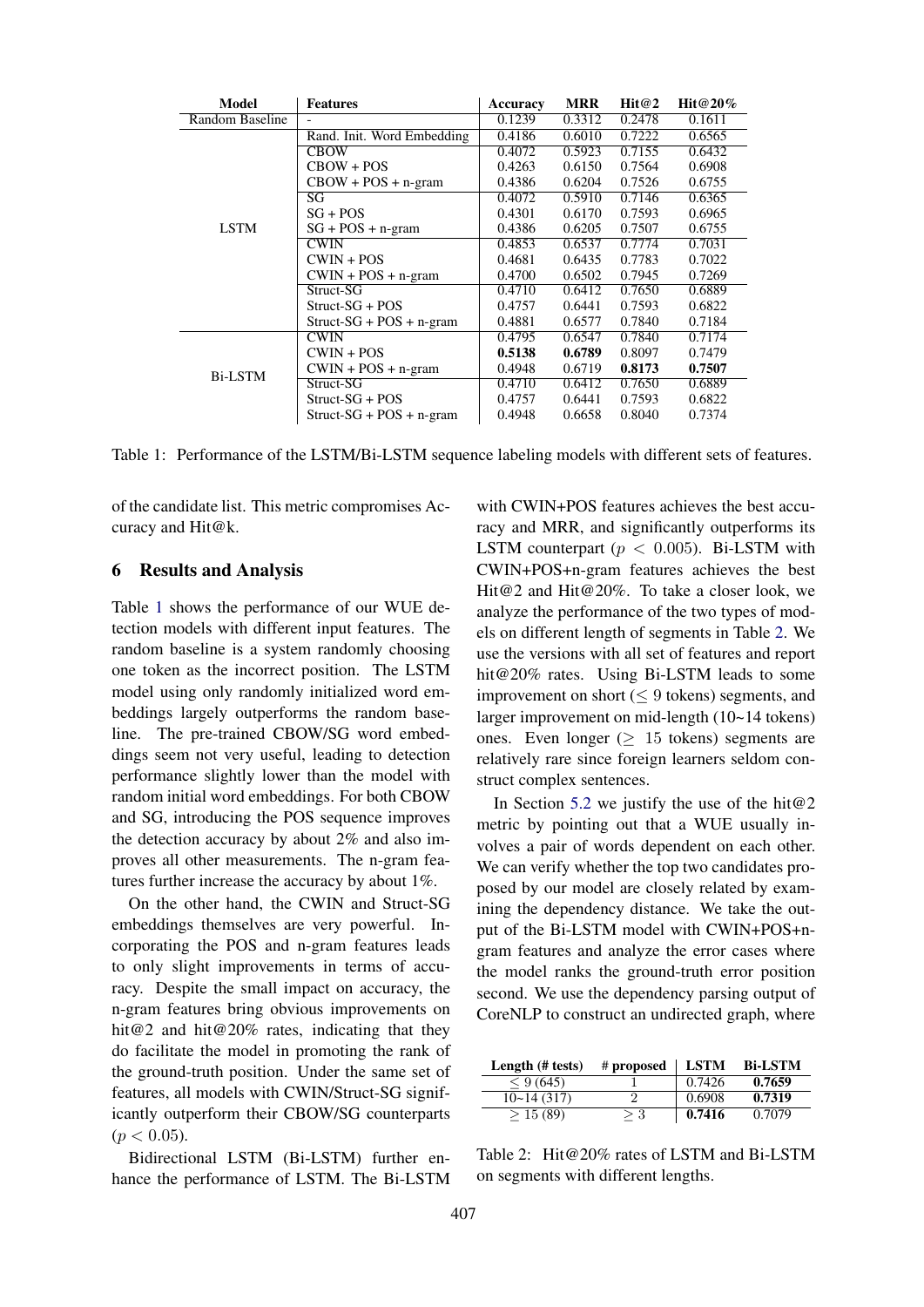| Model | Features | Accuracy | MRR | Hit@2 | Hit@20% |
|---|---|---|---|---|---|
| Random Baseline | - | 0.1239 | 0.3312 | 0.2478 | 0.1611 |
| LSTM | Rand. Init. Word Embedding | 0.4186 | 0.6010 | 0.7222 | 0.6565 |
| | CBOW | 0.4072 | 0.5923 | 0.7155 | 0.6432 |
| | CBOW + POS | 0.4263 | 0.6150 | 0.7564 | 0.6908 |
| | CBOW + POS + n-gram | 0.4386 | 0.6204 | 0.7526 | 0.6755 |
| | SG | 0.4072 | 0.5910 | 0.7146 | 0.6365 |
| | SG + POS | 0.4301 | 0.6170 | 0.7593 | 0.6965 |
| | SG + POS + n-gram | 0.4386 | 0.6205 | 0.7507 | 0.6755 |
| | CWIN | 0.4853 | 0.6537 | 0.7774 | 0.7031 |
| | CWIN + POS | 0.4681 | 0.6435 | 0.7783 | 0.7022 |
| | CWIN + POS + n-gram | 0.4700 | 0.6502 | 0.7945 | 0.7269 |
| | Struct-SG | 0.4710 | 0.6412 | 0.7650 | 0.6889 |
| | Struct-SG + POS | 0.4757 | 0.6441 | 0.7593 | 0.6822 |
| | Struct-SG + POS + n-gram | 0.4881 | 0.6577 | 0.7840 | 0.7184 |
| Bi-LSTM | CWIN | 0.4795 | 0.6547 | 0.7840 | 0.7174 |
| | CWIN + POS | **0.5138** | **0.6789** | 0.8097 | 0.7479 |
| | CWIN + POS + n-gram | 0.4948 | 0.6719 | **0.8173** | **0.7507** |
| | Struct-SG | 0.4710 | 0.6412 | 0.7650 | 0.6889 |
| | Struct-SG + POS | 0.4757 | 0.6441 | 0.7593 | 0.6822 |
| | Struct-SG + POS + n-gram | 0.4948 | 0.6658 | 0.8040 | 0.7374 |

Table 1: Performance of the LSTM/Bi-LSTM sequence labeling models with different sets of features.

of the candidate list. This metric compromises Accuracy and Hit@k.

## 6 Results and Analysis

Table 1 shows the performance of our WUE detection models with different input features. The random baseline is a system randomly choosing one token as the incorrect position. The LSTM model using only randomly initialized word embeddings largely outperforms the random baseline. The pre-trained CBOW/SG word embeddings seem not very useful, leading to detection performance slightly lower than the model with random initial word embeddings. For both CBOW and SG, introducing the POS sequence improves the detection accuracy by about 2% and also improves all other measurements. The n-gram features further increase the accuracy by about 1%.

On the other hand, the CWIN and Struct-SG embeddings themselves are very powerful. Incorporating the POS and n-gram features leads to only slight improvements in terms of accuracy. Despite the small impact on accuracy, the n-gram features bring obvious improvements on hit@2 and hit@20% rates, indicating that they do facilitate the model in promoting the rank of the ground-truth position. Under the same set of features, all models with CWIN/Struct-SG significantly outperform their CBOW/SG counterparts ($p < 0.05$).

Bidirectional LSTM (Bi-LSTM) further enhance the performance of LSTM. The Bi-LSTM with CWIN+POS features achieves the best accuracy and MRR, and significantly outperforms its LSTM counterpart ($p < 0.005$). Bi-LSTM with CWIN+POS+n-gram features achieves the best Hit@2 and Hit@20%. To take a closer look, we analyze the performance of the two types of models on different length of segments in Table 2. We use the versions with all set of features and report hit@20% rates. Using Bi-LSTM leads to some improvement on short ($\leq 9$ tokens) segments, and larger improvement on mid-length (10~14 tokens) ones. Even longer ($\geq 15$ tokens) segments are relatively rare since foreign learners seldom construct complex sentences.

In Section 5.2 we justify the use of the hit@2 metric by pointing out that a WUE usually involves a pair of words dependent on each other. We can verify whether the top two candidates proposed by our model are closely related by examining the dependency distance. We take the output of the Bi-LSTM model with CWIN+POS+n-gram features and analyze the error cases where the model ranks the ground-truth error position second. We use the dependency parsing output of CoreNLP to construct an undirected graph, where

| Length (# tests) | # proposed | LSTM | Bi-LSTM |
|---|---|---|---|
| $\leq 9$ (645) | 1 | 0.7426 | **0.7659** |
| 10~14 (317) | 2 | 0.6908 | **0.7319** |
| $\geq 15$ (89) | $\geq 3$ | **0.7416** | 0.7079 |

Table 2: Hit@20% rates of LSTM and Bi-LSTM on segments with different lengths.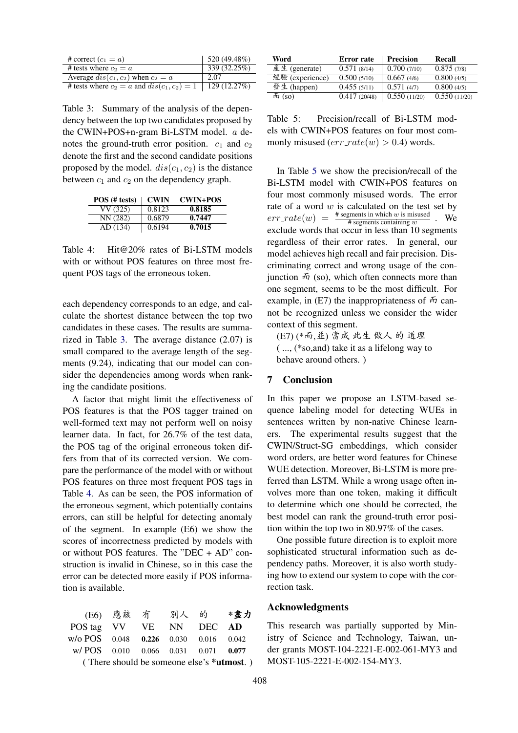| # correct ($c_1 = a$) | 520 (49.48%) |
|---|---|
| # tests where $c_2 = a$ | 339 (32.25%) |
| Average $dis(c_1, c_2)$ when $c_2 = a$ | 2.07 |
| # tests where $c_2 = a$ and $dis(c_1, c_2) = 1$ | 129 (12.27%) |

Table 3: Summary of the analysis of the dependency between the top two candidates proposed by the CWIN+POS+n-gram Bi-LSTM model. $a$ denotes the ground-truth error position. $c_1$ and $c_2$ denote the first and the second candidate positions proposed by the model. $dis(c_1, c_2)$ is the distance between $c_1$ and $c_2$ on the dependency graph.

| POS (# tests) | CWIN | CWIN+POS |
|---|---|---|
| VV (325) | 0.8123 | **0.8185** |
| NN (282) | 0.6879 | **0.7447** |
| AD (134) | 0.6194 | **0.7015** |

Table 4: Hit@20% rates of Bi-LSTM models with or without POS features on three most frequent POS tags of the erroneous token.

each dependency corresponds to an edge, and calculate the shortest distance between the top two candidates in these cases. The results are summarized in Table 3. The average distance (2.07) is small compared to the average length of the segments (9.24), indicating that our model can consider the dependencies among words when ranking the candidate positions.

A factor that might limit the effectiveness of POS features is that the POS tagger trained on well-formed text may not perform well on noisy learner data. In fact, for 26.7% of the test data, the POS tag of the original erroneous token differs from that of its corrected version. We compare the performance of the model with or without POS features on three most frequent POS tags in Table 4. As can be seen, the POS information of the erroneous segment, which potentially contains errors, can still be helpful for detecting anomaly of the segment. In example (E6) we show the scores of incorrectness predicted by models with or without POS features. The "DEC + AD" construction is invalid in Chinese, so in this case the error can be detected more easily if POS information is available.

| (E6) | 應該 | 有 | 別人 | 的 | ***盡力** |
|---|---|---|---|---|---|
| POS tag | VV | VE | NN | DEC | **AD** |
| w/o POS | 0.048 | **0.226** | 0.030 | 0.016 | 0.042 |
| w/ POS | 0.010 | 0.066 | 0.031 | 0.071 | **0.077** |

( There should be someone else's ***utmost**. )

| Word | Error rate | Precision | Recall |
|---|---|---|---|
| 產生 (generate) | 0.571 (8/14) | 0.700 (7/10) | 0.875 (7/8) |
| 經驗 (experience) | 0.500 (5/10) | 0.667 (4/6) | 0.800 (4/5) |
| 發生 (happen) | 0.455 (5/11) | 0.571 (4/7) | 0.800 (4/5) |
| 而 (so) | 0.417 (20/48) | 0.550 (11/20) | 0.550 (11/20) |

Table 5: Precision/recall of Bi-LSTM models with CWIN+POS features on four most commonly misused ($err\_rate(w) > 0.4$) words.

In Table 5 we show the precision/recall of the Bi-LSTM model with CWIN+POS features on four most commonly misused words. The error rate of a word $w$ is calculated on the test set by $err\_rate(w) = \frac{\text{\# segments in which } w \text{ is misused}}{\text{\# segments containing } w}$. We exclude words that occur in less than 10 segments regardless of their error rates. In general, our model achieves high recall and fair precision. Discriminating correct and wrong usage of the conjunction 而 (so), which often connects more than one segment, seems to be the most difficult. For example, in (E7) the inappropriateness of 而 cannot be recognized unless we consider the wider context of this segment.

(E7) (*而,並) 當成 此生 做人 的 道理
( ..., (*so,and) take it as a lifelong way to behave around others. )

## 7 Conclusion

In this paper we propose an LSTM-based sequence labeling model for detecting WUEs in sentences written by non-native Chinese learners. The experimental results suggest that the CWIN/Struct-SG embeddings, which consider word orders, are better word features for Chinese WUE detection. Moreover, Bi-LSTM is more preferred than LSTM. While a wrong usage often involves more than one token, making it difficult to determine which one should be corrected, the best model can rank the ground-truth error position within the top two in 80.97% of the cases.

One possible future direction is to exploit more sophisticated structural information such as dependency paths. Moreover, it is also worth studying how to extend our system to cope with the correction task.

## Acknowledgments

This research was partially supported by Ministry of Science and Technology, Taiwan, under grants MOST-104-2221-E-002-061-MY3 and MOST-105-2221-E-002-154-MY3.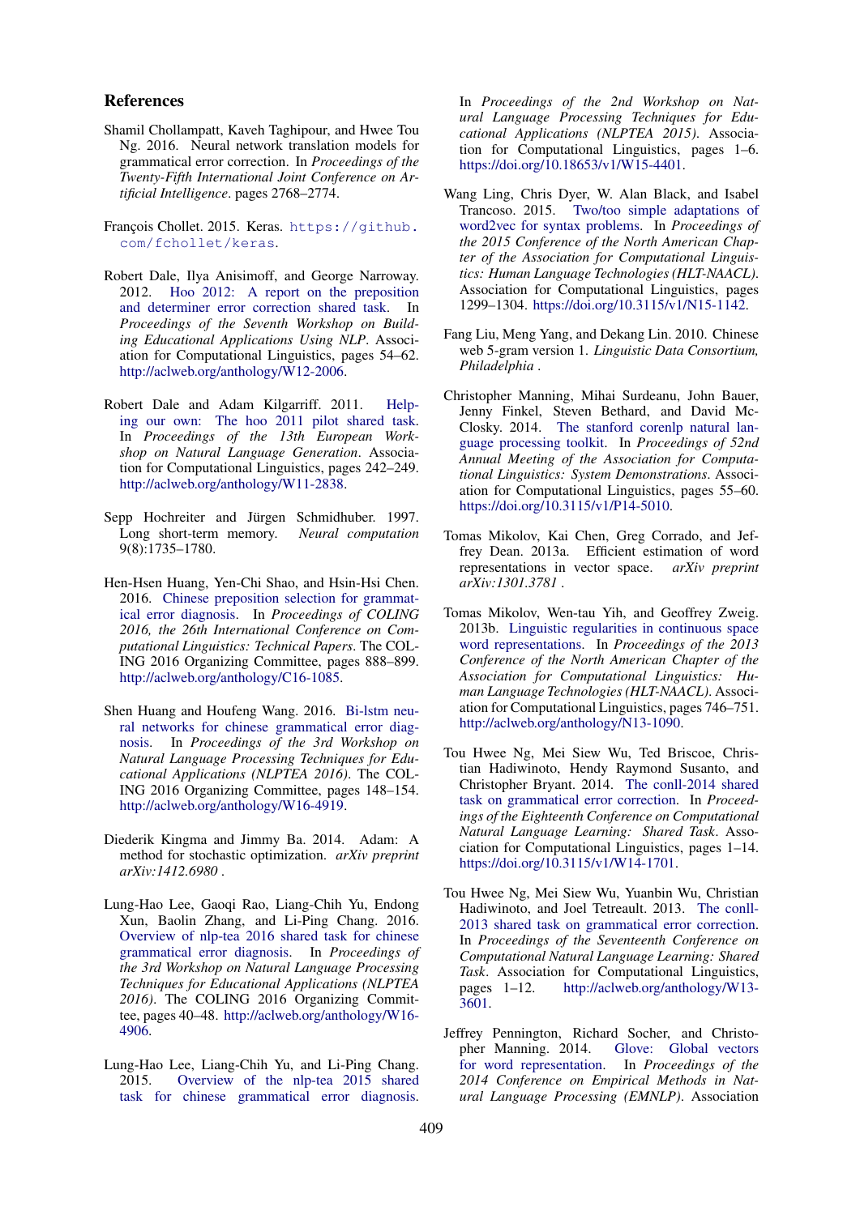## References

Shamil Chollampatt, Kaveh Taghipour, and Hwee Tou Ng. 2016. Neural network translation models for grammatical error correction. In *Proceedings of the Twenty-Fifth International Joint Conference on Artificial Intelligence*. pages 2768–2774.

François Chollet. 2015. Keras. https://github.com/fchollet/keras.

Robert Dale, Ilya Anisimoff, and George Narroway. 2012. Hoo 2012: A report on the preposition and determiner error correction shared task. In *Proceedings of the Seventh Workshop on Building Educational Applications Using NLP*. Association for Computational Linguistics, pages 54–62. http://aclweb.org/anthology/W12-2006.

Robert Dale and Adam Kilgarriff. 2011. Helping our own: The hoo 2011 pilot shared task. In *Proceedings of the 13th European Workshop on Natural Language Generation*. Association for Computational Linguistics, pages 242–249. http://aclweb.org/anthology/W11-2838.

Sepp Hochreiter and Jürgen Schmidhuber. 1997. Long short-term memory. *Neural computation* 9(8):1735–1780.

Hen-Hsen Huang, Yen-Chi Shao, and Hsin-Hsi Chen. 2016. Chinese preposition selection for grammatical error diagnosis. In *Proceedings of COLING 2016, the 26th International Conference on Computational Linguistics: Technical Papers*. The COLING 2016 Organizing Committee, pages 888–899. http://aclweb.org/anthology/C16-1085.

Shen Huang and Houfeng Wang. 2016. Bi-lstm neural networks for chinese grammatical error diagnosis. In *Proceedings of the 3rd Workshop on Natural Language Processing Techniques for Educational Applications (NLPTEA 2016)*. The COLING 2016 Organizing Committee, pages 148–154. http://aclweb.org/anthology/W16-4919.

Diederik Kingma and Jimmy Ba. 2014. Adam: A method for stochastic optimization. *arXiv preprint arXiv:1412.6980* .

Lung-Hao Lee, Gaoqi Rao, Liang-Chih Yu, Endong Xun, Baolin Zhang, and Li-Ping Chang. 2016. Overview of nlp-tea 2016 shared task for chinese grammatical error diagnosis. In *Proceedings of the 3rd Workshop on Natural Language Processing Techniques for Educational Applications (NLPTEA 2016)*. The COLING 2016 Organizing Committee, pages 40–48. http://aclweb.org/anthology/W16-4906.

Lung-Hao Lee, Liang-Chih Yu, and Li-Ping Chang. 2015. Overview of the nlp-tea 2015 shared task for chinese grammatical error diagnosis. In *Proceedings of the 2nd Workshop on Natural Language Processing Techniques for Educational Applications (NLPTEA 2015)*. Association for Computational Linguistics, pages 1–6. https://doi.org/10.18653/v1/W15-4401.

Wang Ling, Chris Dyer, W. Alan Black, and Isabel Trancoso. 2015. Two/too simple adaptations of word2vec for syntax problems. In *Proceedings of the 2015 Conference of the North American Chapter of the Association for Computational Linguistics: Human Language Technologies (HLT-NAACL)*. Association for Computational Linguistics, pages 1299–1304. https://doi.org/10.3115/v1/N15-1142.

Fang Liu, Meng Yang, and Dekang Lin. 2010. Chinese web 5-gram version 1. *Linguistic Data Consortium, Philadelphia* .

Christopher Manning, Mihai Surdeanu, John Bauer, Jenny Finkel, Steven Bethard, and David McClosky. 2014. The stanford corenlp natural language processing toolkit. In *Proceedings of 52nd Annual Meeting of the Association for Computational Linguistics: System Demonstrations*. Association for Computational Linguistics, pages 55–60. https://doi.org/10.3115/v1/P14-5010.

Tomas Mikolov, Kai Chen, Greg Corrado, and Jeffrey Dean. 2013a. Efficient estimation of word representations in vector space. *arXiv preprint arXiv:1301.3781* .

Tomas Mikolov, Wen-tau Yih, and Geoffrey Zweig. 2013b. Linguistic regularities in continuous space word representations. In *Proceedings of the 2013 Conference of the North American Chapter of the Association for Computational Linguistics: Human Language Technologies (HLT-NAACL)*. Association for Computational Linguistics, pages 746–751. http://aclweb.org/anthology/N13-1090.

Tou Hwee Ng, Mei Siew Wu, Ted Briscoe, Christian Hadiwinoto, Hendy Raymond Susanto, and Christopher Bryant. 2014. The conll-2014 shared task on grammatical error correction. In *Proceedings of the Eighteenth Conference on Computational Natural Language Learning: Shared Task*. Association for Computational Linguistics, pages 1–14. https://doi.org/10.3115/v1/W14-1701.

Tou Hwee Ng, Mei Siew Wu, Yuanbin Wu, Christian Hadiwinoto, and Joel Tetreault. 2013. The conll-2013 shared task on grammatical error correction. In *Proceedings of the Seventeenth Conference on Computational Natural Language Learning: Shared Task*. Association for Computational Linguistics, pages 1–12. http://aclweb.org/anthology/W13-3601.

Jeffrey Pennington, Richard Socher, and Christopher Manning. 2014. Glove: Global vectors for word representation. In *Proceedings of the 2014 Conference on Empirical Methods in Natural Language Processing (EMNLP)*. Association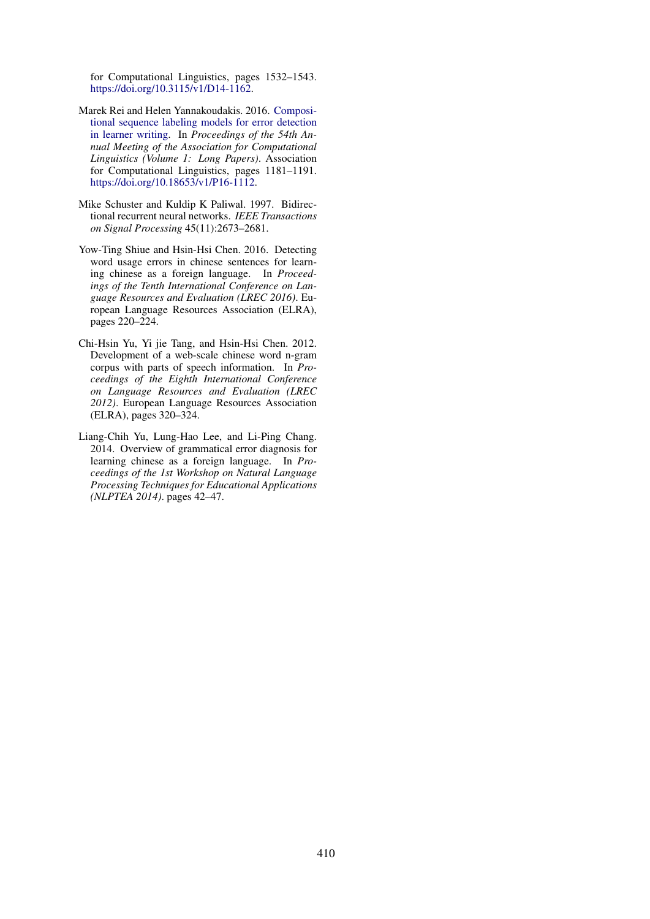for Computational Linguistics, pages 1532–1543. https://doi.org/10.3115/v1/D14-1162.

Marek Rei and Helen Yannakoudakis. 2016. Compositional sequence labeling models for error detection in learner writing. In *Proceedings of the 54th Annual Meeting of the Association for Computational Linguistics (Volume 1: Long Papers)*. Association for Computational Linguistics, pages 1181–1191. https://doi.org/10.18653/v1/P16-1112.

Mike Schuster and Kuldip K Paliwal. 1997. Bidirectional recurrent neural networks. *IEEE Transactions on Signal Processing* 45(11):2673–2681.

Yow-Ting Shiue and Hsin-Hsi Chen. 2016. Detecting word usage errors in chinese sentences for learning chinese as a foreign language. In *Proceedings of the Tenth International Conference on Language Resources and Evaluation (LREC 2016)*. European Language Resources Association (ELRA), pages 220–224.

Chi-Hsin Yu, Yi jie Tang, and Hsin-Hsi Chen. 2012. Development of a web-scale chinese word n-gram corpus with parts of speech information. In *Proceedings of the Eighth International Conference on Language Resources and Evaluation (LREC 2012)*. European Language Resources Association (ELRA), pages 320–324.

Liang-Chih Yu, Lung-Hao Lee, and Li-Ping Chang. 2014. Overview of grammatical error diagnosis for learning chinese as a foreign language. In *Proceedings of the 1st Workshop on Natural Language Processing Techniques for Educational Applications (NLPTEA 2014)*. pages 42–47.